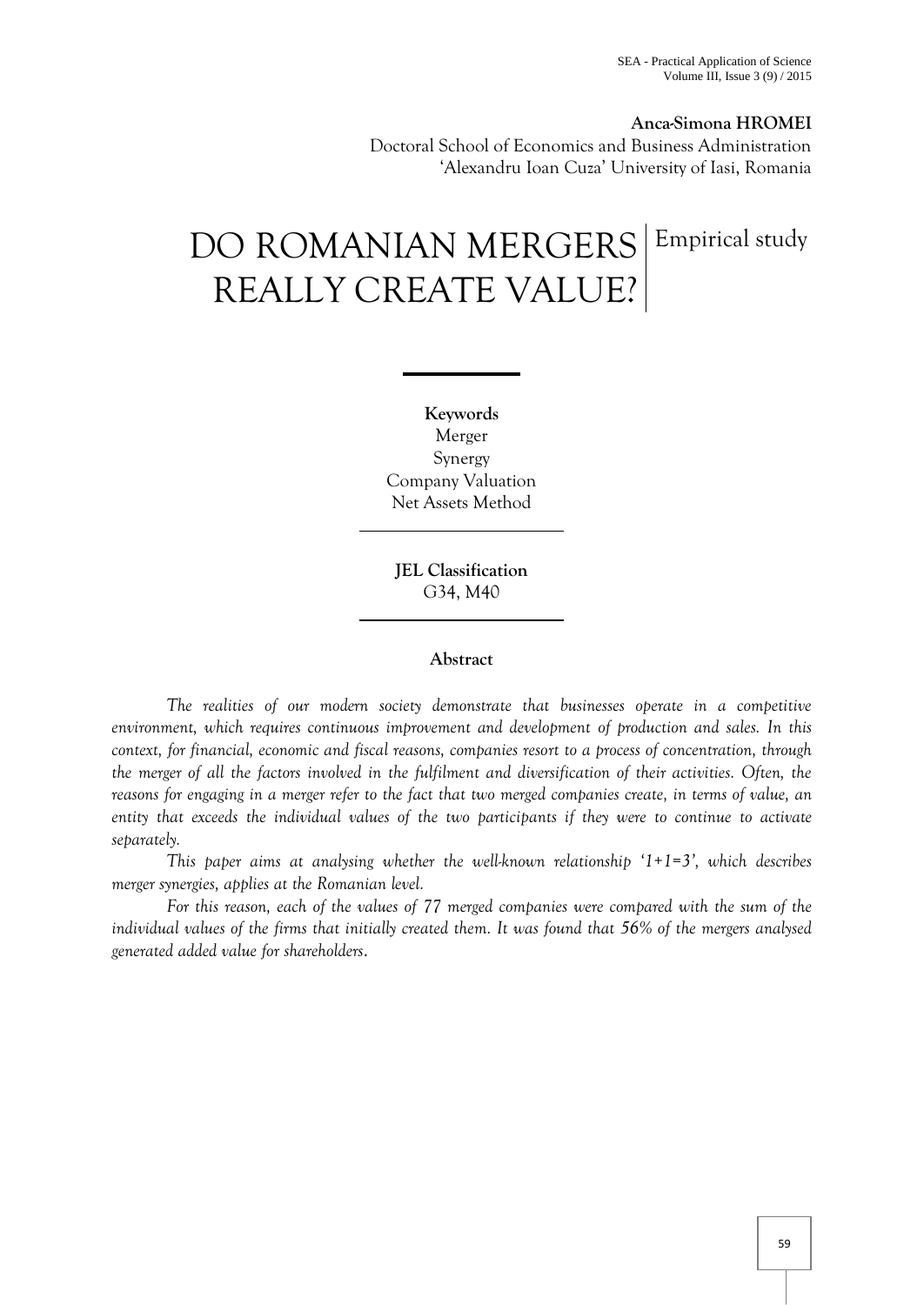**Anca-Simona HROMEI**
Doctoral School of Economics and Business Administration
'Alexandru Ioan Cuza' University of Iasi, Romania

# DO ROMANIAN MERGERS REALLY CREATE VALUE?

Empirical study

**Keywords**
Merger
Synergy
Company Valuation
Net Assets Method

**JEL Classification**
G34, M40

**Abstract**

*The realities of our modern society demonstrate that businesses operate in a competitive environment, which requires continuous improvement and development of production and sales. In this context, for financial, economic and fiscal reasons, companies resort to a process of concentration, through the merger of all the factors involved in the fulfilment and diversification of their activities. Often, the reasons for engaging in a merger refer to the fact that two merged companies create, in terms of value, an entity that exceeds the individual values of the two participants if they were to continue to activate separately.*

*This paper aims at analysing whether the well-known relationship '1+1=3', which describes merger synergies, applies at the Romanian level.*

*For this reason, each of the values of 77 merged companies were compared with the sum of the individual values of the firms that initially created them. It was found that 56% of the mergers analysed generated added value for shareholders.*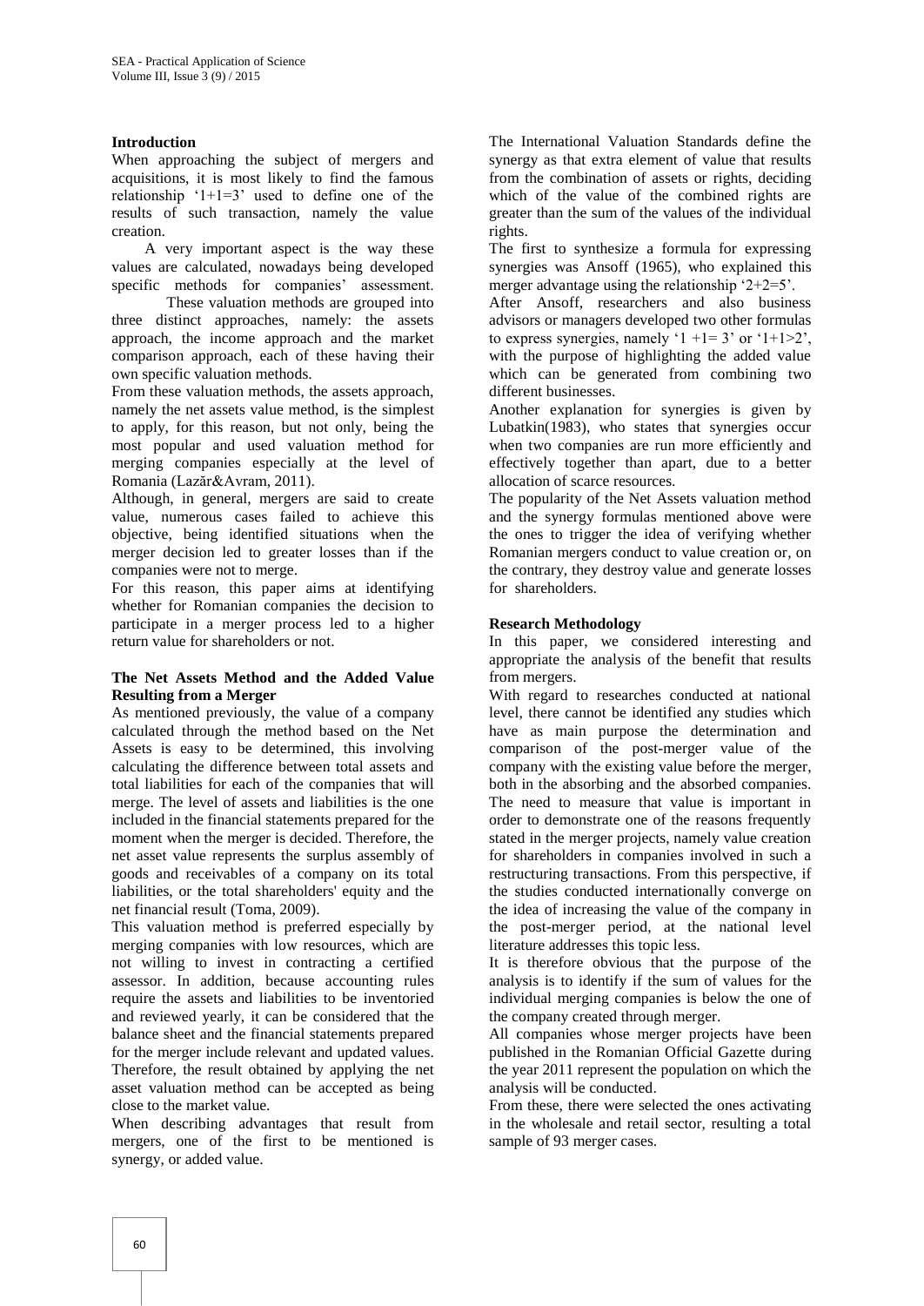**Introduction**

When approaching the subject of mergers and acquisitions, it is most likely to find the famous relationship '1+1=3' used to define one of the results of such transaction, namely the value creation.

A very important aspect is the way these values are calculated, nowadays being developed specific methods for companies' assessment.

These valuation methods are grouped into three distinct approaches, namely: the assets approach, the income approach and the market comparison approach, each of these having their own specific valuation methods.

From these valuation methods, the assets approach, namely the net assets value method, is the simplest to apply, for this reason, but not only, being the most popular and used valuation method for merging companies especially at the level of Romania (Lazăr&Avram, 2011).

Although, in general, mergers are said to create value, numerous cases failed to achieve this objective, being identified situations when the merger decision led to greater losses than if the companies were not to merge.

For this reason, this paper aims at identifying whether for Romanian companies the decision to participate in a merger process led to a higher return value for shareholders or not.

**The Net Assets Method and the Added Value Resulting from a Merger**

As mentioned previously, the value of a company calculated through the method based on the Net Assets is easy to be determined, this involving calculating the difference between total assets and total liabilities for each of the companies that will merge. The level of assets and liabilities is the one included in the financial statements prepared for the moment when the merger is decided. Therefore, the net asset value represents the surplus assembly of goods and receivables of a company on its total liabilities, or the total shareholders' equity and the net financial result (Toma, 2009).

This valuation method is preferred especially by merging companies with low resources, which are not willing to invest in contracting a certified assessor. In addition, because accounting rules require the assets and liabilities to be inventoried and reviewed yearly, it can be considered that the balance sheet and the financial statements prepared for the merger include relevant and updated values. Therefore, the result obtained by applying the net asset valuation method can be accepted as being close to the market value.

When describing advantages that result from mergers, one of the first to be mentioned is synergy, or added value.

The International Valuation Standards define the synergy as that extra element of value that results from the combination of assets or rights, deciding which of the value of the combined rights are greater than the sum of the values of the individual rights.

The first to synthesize a formula for expressing synergies was Ansoff (1965), who explained this merger advantage using the relationship '2+2=5'.

After Ansoff, researchers and also business advisors or managers developed two other formulas to express synergies, namely '1 +1= 3' or '1+1>2', with the purpose of highlighting the added value which can be generated from combining two different businesses.

Another explanation for synergies is given by Lubatkin(1983), who states that synergies occur when two companies are run more efficiently and effectively together than apart, due to a better allocation of scarce resources.

The popularity of the Net Assets valuation method and the synergy formulas mentioned above were the ones to trigger the idea of verifying whether Romanian mergers conduct to value creation or, on the contrary, they destroy value and generate losses for shareholders.

**Research Methodology**

In this paper, we considered interesting and appropriate the analysis of the benefit that results from mergers.

With regard to researches conducted at national level, there cannot be identified any studies which have as main purpose the determination and comparison of the post-merger value of the company with the existing value before the merger, both in the absorbing and the absorbed companies. The need to measure that value is important in order to demonstrate one of the reasons frequently stated in the merger projects, namely value creation for shareholders in companies involved in such a restructuring transactions. From this perspective, if the studies conducted internationally converge on the idea of increasing the value of the company in the post-merger period, at the national level literature addresses this topic less.

It is therefore obvious that the purpose of the analysis is to identify if the sum of values for the individual merging companies is below the one of the company created through merger.

All companies whose merger projects have been published in the Romanian Official Gazette during the year 2011 represent the population on which the analysis will be conducted.

From these, there were selected the ones activating in the wholesale and retail sector, resulting a total sample of 93 merger cases.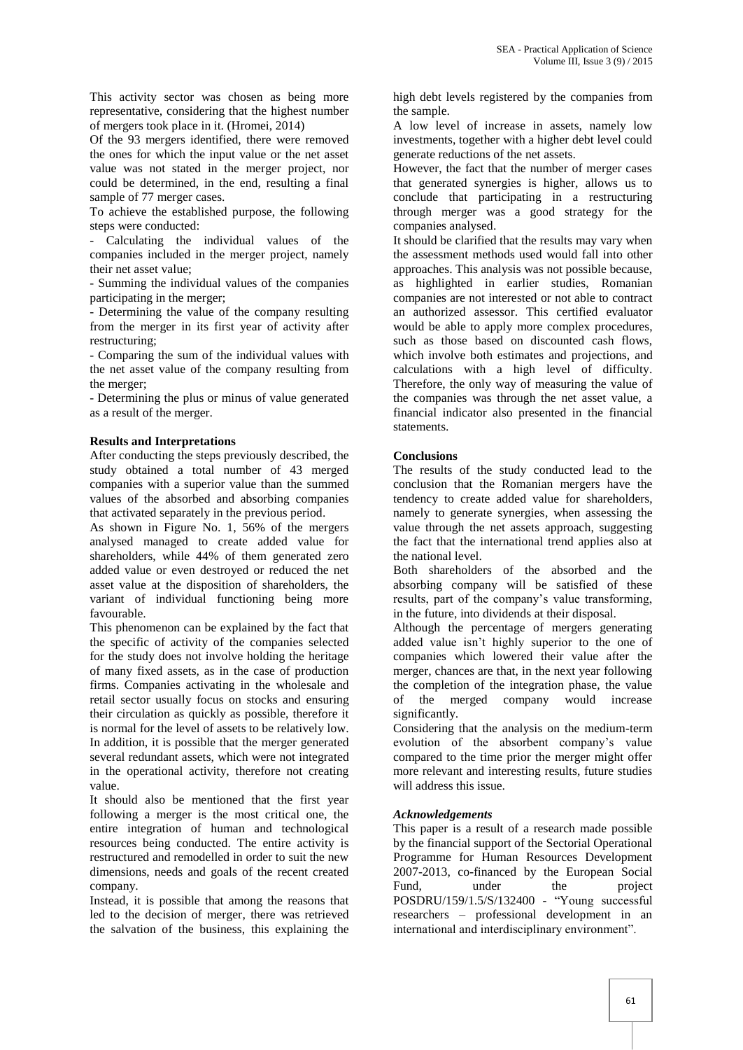This activity sector was chosen as being more representative, considering that the highest number of mergers took place in it. (Hromei, 2014)

Of the 93 mergers identified, there were removed the ones for which the input value or the net asset value was not stated in the merger project, nor could be determined, in the end, resulting a final sample of 77 merger cases.

To achieve the established purpose, the following steps were conducted:

- Calculating the individual values of the companies included in the merger project, namely their net asset value;
- Summing the individual values of the companies participating in the merger;
- Determining the value of the company resulting from the merger in its first year of activity after restructuring;
- Comparing the sum of the individual values with the net asset value of the company resulting from the merger;
- Determining the plus or minus of value generated as a result of the merger.

**Results and Interpretations**

After conducting the steps previously described, the study obtained a total number of 43 merged companies with a superior value than the summed values of the absorbed and absorbing companies that activated separately in the previous period.

As shown in Figure No. 1, 56% of the mergers analysed managed to create added value for shareholders, while 44% of them generated zero added value or even destroyed or reduced the net asset value at the disposition of shareholders, the variant of individual functioning being more favourable.

This phenomenon can be explained by the fact that the specific of activity of the companies selected for the study does not involve holding the heritage of many fixed assets, as in the case of production firms. Companies activating in the wholesale and retail sector usually focus on stocks and ensuring their circulation as quickly as possible, therefore it is normal for the level of assets to be relatively low. In addition, it is possible that the merger generated several redundant assets, which were not integrated in the operational activity, therefore not creating value.

It should also be mentioned that the first year following a merger is the most critical one, the entire integration of human and technological resources being conducted. The entire activity is restructured and remodelled in order to suit the new dimensions, needs and goals of the recent created company.

Instead, it is possible that among the reasons that led to the decision of merger, there was retrieved the salvation of the business, this explaining the high debt levels registered by the companies from the sample.

A low level of increase in assets, namely low investments, together with a higher debt level could generate reductions of the net assets.

However, the fact that the number of merger cases that generated synergies is higher, allows us to conclude that participating in a restructuring through merger was a good strategy for the companies analysed.

It should be clarified that the results may vary when the assessment methods used would fall into other approaches. This analysis was not possible because, as highlighted in earlier studies, Romanian companies are not interested or not able to contract an authorized assessor. This certified evaluator would be able to apply more complex procedures, such as those based on discounted cash flows, which involve both estimates and projections, and calculations with a high level of difficulty. Therefore, the only way of measuring the value of the companies was through the net asset value, a financial indicator also presented in the financial statements.

**Conclusions**

The results of the study conducted lead to the conclusion that the Romanian mergers have the tendency to create added value for shareholders, namely to generate synergies, when assessing the value through the net assets approach, suggesting the fact that the international trend applies also at the national level.

Both shareholders of the absorbed and the absorbing company will be satisfied of these results, part of the company's value transforming, in the future, into dividends at their disposal.

Although the percentage of mergers generating added value isn't highly superior to the one of companies which lowered their value after the merger, chances are that, in the next year following the completion of the integration phase, the value of the merged company would increase significantly.

Considering that the analysis on the medium-term evolution of the absorbent company's value compared to the time prior the merger might offer more relevant and interesting results, future studies will address this issue.

***Acknowledgements***

This paper is a result of a research made possible by the financial support of the Sectorial Operational Programme for Human Resources Development 2007-2013, co-financed by the European Social Fund, under the project POSDRU/159/1.5/S/132400 - "Young successful researchers – professional development in an international and interdisciplinary environment".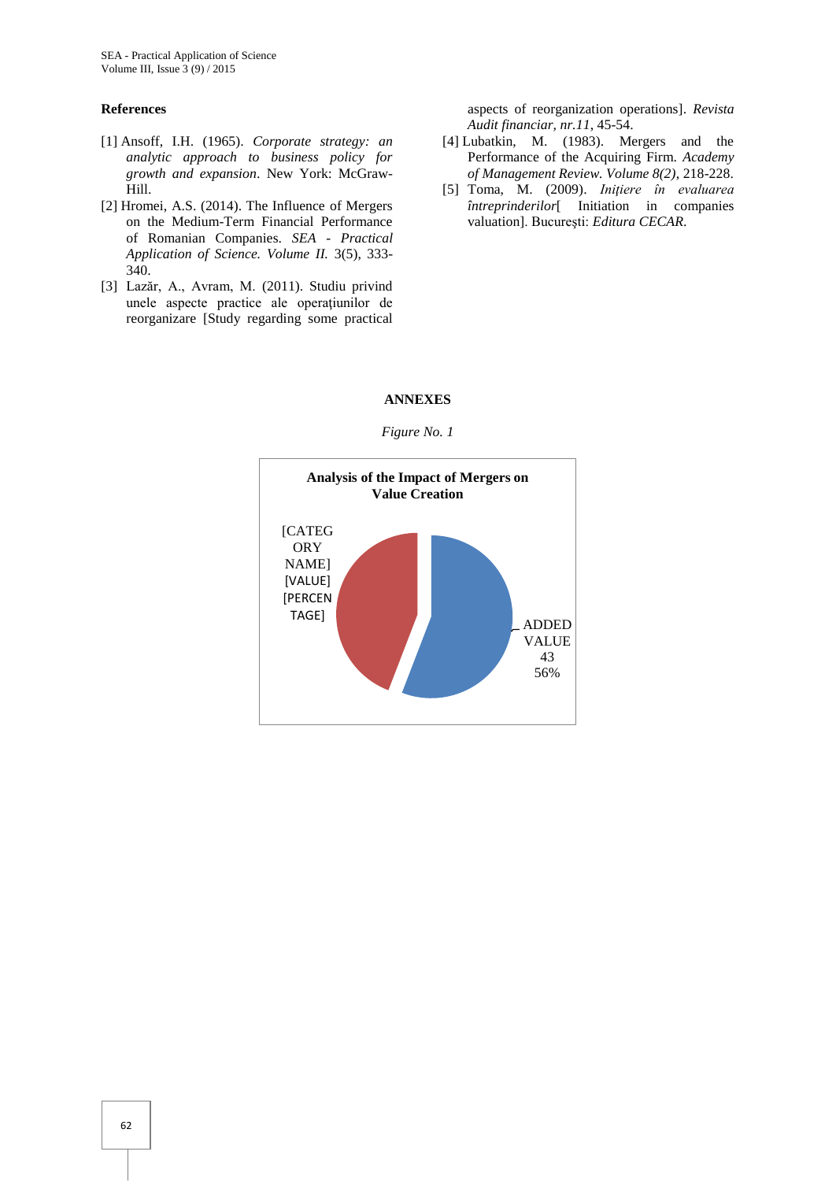## References

[1] Ansoff, I.H. (1965). *Corporate strategy: an analytic approach to business policy for growth and expansion*. New York: McGraw-Hill.

[2] Hromei, A.S. (2014). The Influence of Mergers on the Medium-Term Financial Performance of Romanian Companies. *SEA - Practical Application of Science. Volume II.* 3(5), 333-340.

[3] Lazăr, A., Avram, M. (2011). Studiu privind unele aspecte practice ale operațiunilor de reorganizare [Study regarding some practical aspects of reorganization operations]. *Revista Audit financiar, nr.11*, 45-54.

[4] Lubatkin, M. (1983). Mergers and the Performance of the Acquiring Firm. *Academy of Management Review. Volume 8(2)*, 218-228.

[5] Toma, M. (2009). *Inițiere în evaluarea întreprinderilor*[ Initiation in companies valuation]. București: *Editura CECAR.*

## ANNEXES

*Figure No. 1*

Analysis of the Impact of Mergers on Value Creation

[CATEGORY NAME] [VALUE] [PERCENTAGE]

ADDED VALUE 43 56%